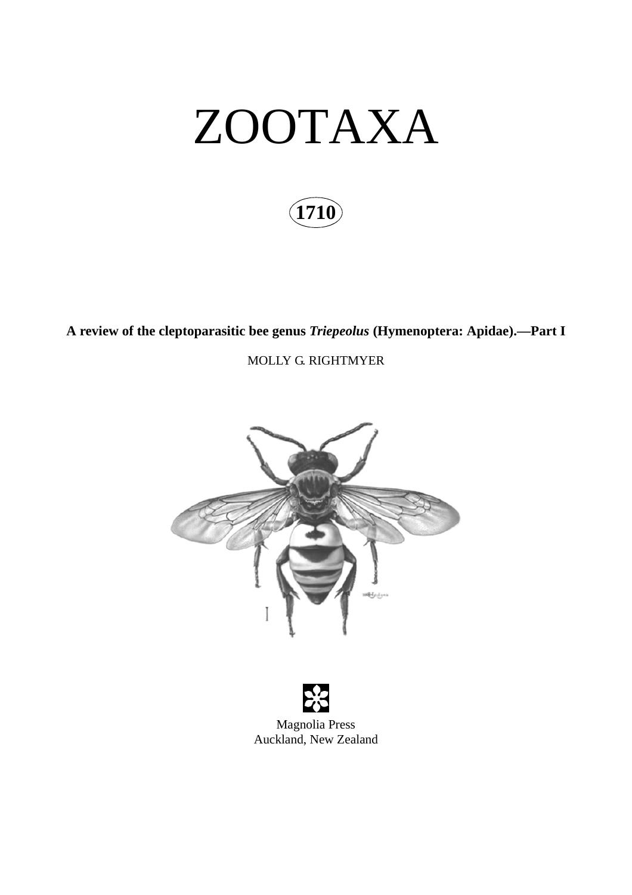# ZOOTAXA

**1710**

**A review of the cleptoparasitic bee genus *Triepeolus* (Hymenoptera: Apidae).—Part I**

MOLLY G. RIGHTMYER

Magnolia Press
Auckland, New Zealand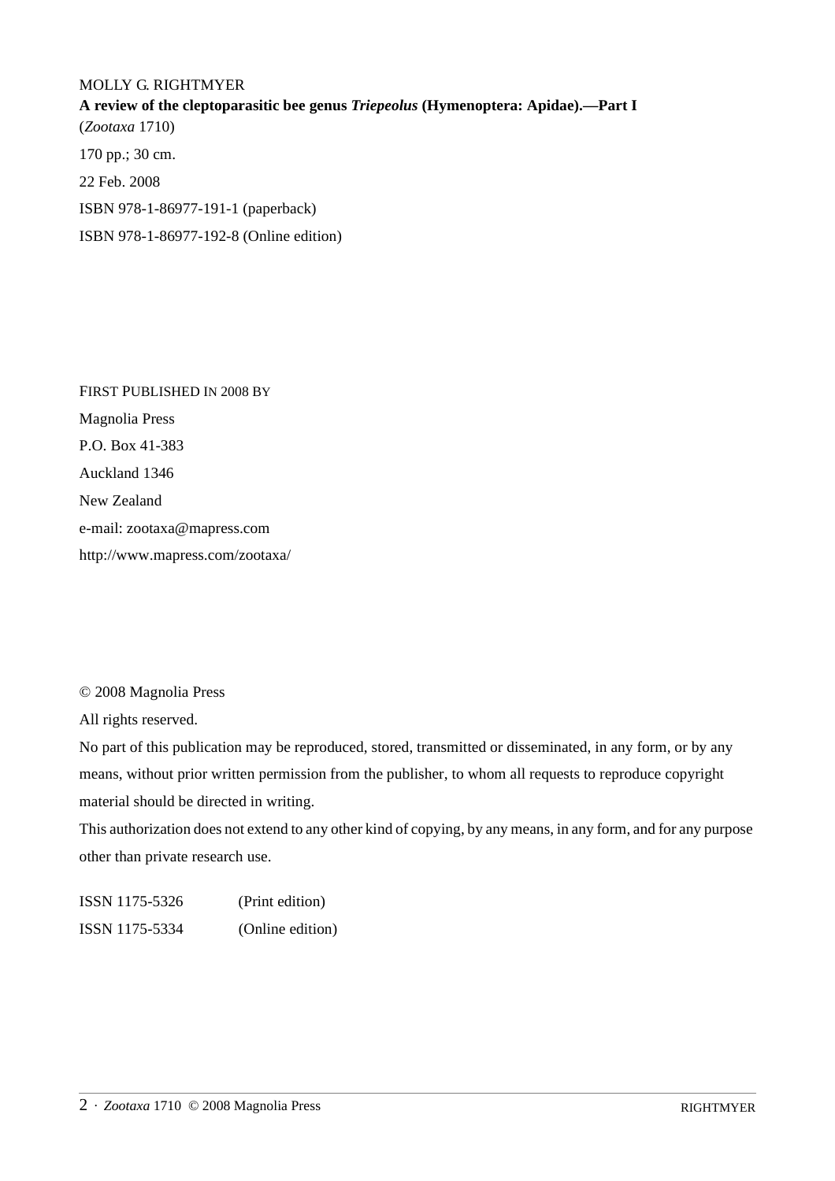MOLLY G. RIGHTMYER

**A review of the cleptoparasitic bee genus *Triepeolus* (Hymenoptera: Apidae).—Part I**

(*Zootaxa* 1710)

170 pp.; 30 cm.

22 Feb. 2008

ISBN 978-1-86977-191-1 (paperback)

ISBN 978-1-86977-192-8 (Online edition)

FIRST PUBLISHED IN 2008 BY

Magnolia Press

P.O. Box 41-383

Auckland 1346

New Zealand

e-mail: zootaxa@mapress.com

http://www.mapress.com/zootaxa/

© 2008 Magnolia Press

All rights reserved.

No part of this publication may be reproduced, stored, transmitted or disseminated, in any form, or by any means, without prior written permission from the publisher, to whom all requests to reproduce copyright material should be directed in writing.

This authorization does not extend to any other kind of copying, by any means, in any form, and for any purpose other than private research use.

ISSN 1175-5326 (Print edition)

ISSN 1175-5334 (Online edition)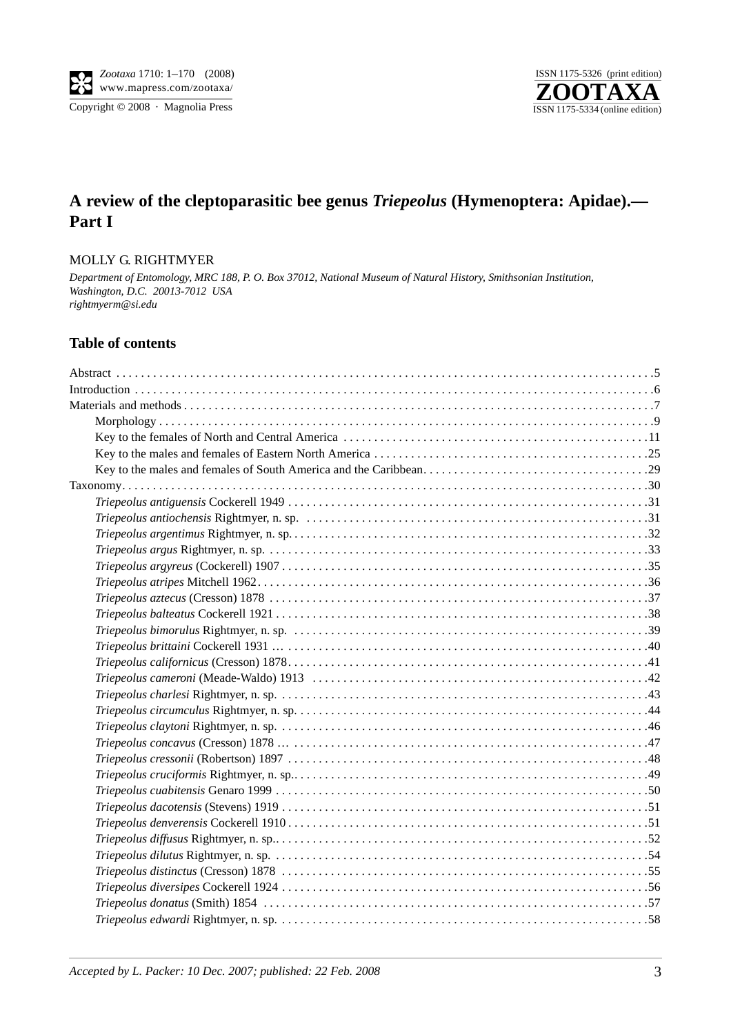# A review of the cleptoparasitic bee genus *Triepeolus* (Hymenoptera: Apidae).—Part I

MOLLY G. RIGHTMYER

*Department of Entomology, MRC 188, P. O. Box 37012, National Museum of Natural History, Smithsonian Institution, Washington, D.C. 20013-7012 USA*
*rightmyerm@si.edu*

## Table of contents

- Abstract . . . . . 5
- Introduction . . . . . 6
- Materials and methods . . . . . 7
  - Morphology . . . . . 9
  - Key to the females of North and Central America . . . . . 11
  - Key to the males and females of Eastern North America . . . . . 25
  - Key to the males and females of South America and the Caribbean. . . . . 29
- Taxonomy. . . . . 30
  - *Triepeolus antiguensis* Cockerell 1949 . . . . . 31
  - *Triepeolus antiochensis* Rightmyer, n. sp. . . . . . 31
  - *Triepeolus argentimus* Rightmyer, n. sp. . . . . . 32
  - *Triepeolus argus* Rightmyer, n. sp. . . . . . 33
  - *Triepeolus argyreus* (Cockerell) 1907 . . . . . 35
  - *Triepeolus atripes* Mitchell 1962. . . . . . 36
  - *Triepeolus aztecus* (Cresson) 1878 . . . . . 37
  - *Triepeolus balteatus* Cockerell 1921 . . . . . 38
  - *Triepeolus bimorulus* Rightmyer, n. sp. . . . . . 39
  - *Triepeolus brittaini* Cockerell 1931 ... . . . . . 40
  - *Triepeolus californicus* (Cresson) 1878. . . . . . 41
  - *Triepeolus cameroni* (Meade-Waldo) 1913 . . . . . 42
  - *Triepeolus charlesi* Rightmyer, n. sp. . . . . . 43
  - *Triepeolus circumculus* Rightmyer, n. sp. . . . . . 44
  - *Triepeolus claytoni* Rightmyer, n. sp. . . . . . 46
  - *Triepeolus concavus* (Cresson) 1878 ... . . . . . 47
  - *Triepeolus cressonii* (Robertson) 1897 . . . . . 48
  - *Triepeolus cruciformis* Rightmyer, n. sp.. . . . . . 49
  - *Triepeolus cuabitensis* Genaro 1999 . . . . . 50
  - *Triepeolus dacotensis* (Stevens) 1919 . . . . . 51
  - *Triepeolus denverensis* Cockerell 1910 . . . . . 51
  - *Triepeolus diffusus* Rightmyer, n. sp.. . . . . . 52
  - *Triepeolus dilutus* Rightmyer, n. sp. . . . . . 54
  - *Triepeolus distinctus* (Cresson) 1878 . . . . . 55
  - *Triepeolus diversipes* Cockerell 1924 . . . . . 56
  - *Triepeolus donatus* (Smith) 1854 . . . . . 57
  - *Triepeolus edwardi* Rightmyer, n. sp. . . . . . 58

*Accepted by L. Packer: 10 Dec. 2007; published: 22 Feb. 2008*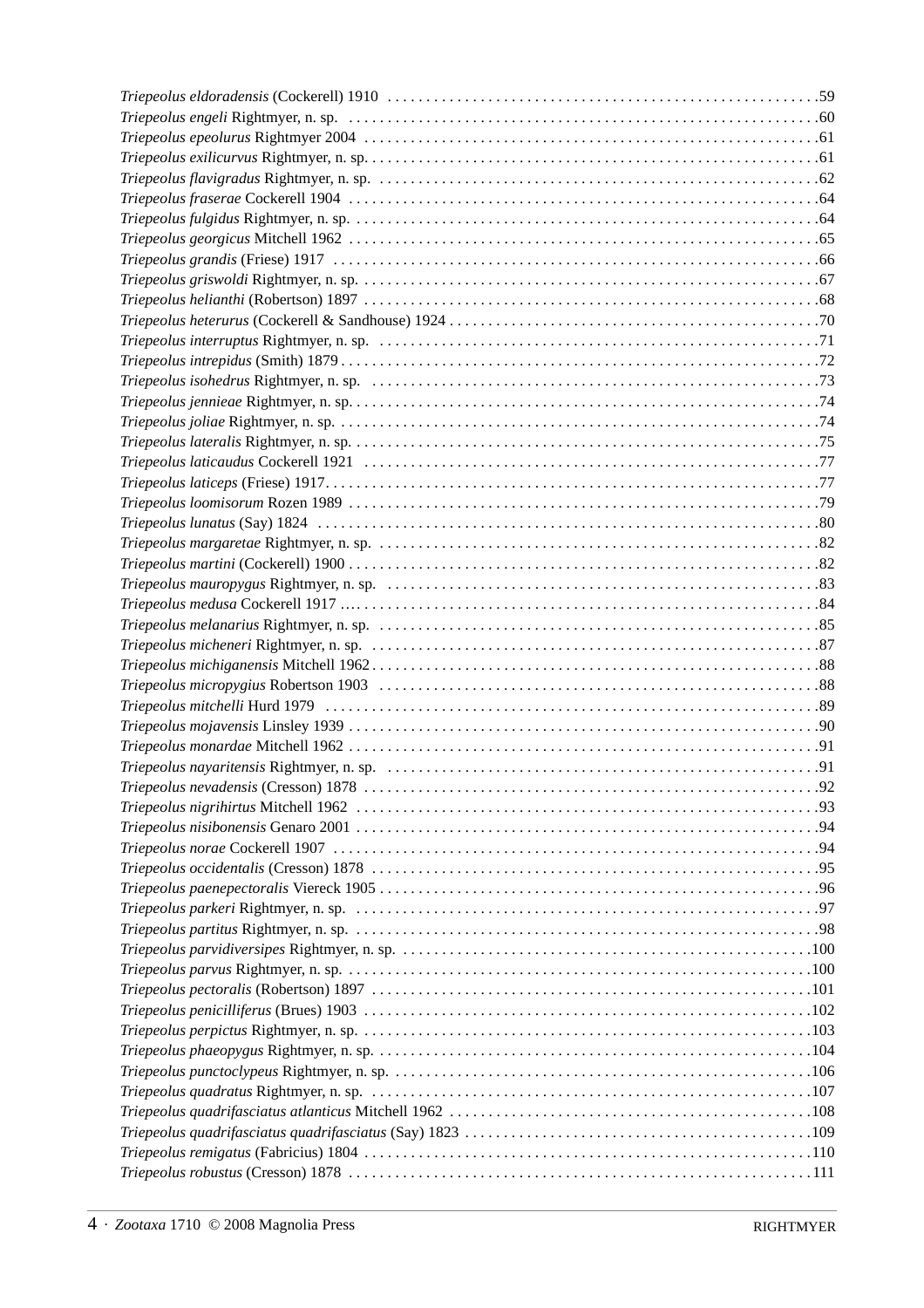*Triepeolus eldoradensis* (Cockerell) 1910 .......................................................59
*Triepeolus engeli* Rightmyer, n. sp. .......................................................60
*Triepeolus epeolurus* Rightmyer 2004 .......................................................61
*Triepeolus exilicurvus* Rightmyer, n. sp. .......................................................61
*Triepeolus flavigradus* Rightmyer, n. sp. .......................................................62
*Triepeolus fraserae* Cockerell 1904 .......................................................64
*Triepeolus fulgidus* Rightmyer, n. sp. .......................................................64
*Triepeolus georgicus* Mitchell 1962 .......................................................65
*Triepeolus grandis* (Friese) 1917 .......................................................66
*Triepeolus griswoldi* Rightmyer, n. sp. .......................................................67
*Triepeolus helianthi* (Robertson) 1897 .......................................................68
*Triepeolus heterurus* (Cockerell & Sandhouse) 1924 .......................................................70
*Triepeolus interruptus* Rightmyer, n. sp. .......................................................71
*Triepeolus intrepidus* (Smith) 1879 .......................................................72
*Triepeolus isohedrus* Rightmyer, n. sp. .......................................................73
*Triepeolus jennieae* Rightmyer, n. sp. .......................................................74
*Triepeolus joliae* Rightmyer, n. sp. .......................................................74
*Triepeolus lateralis* Rightmyer, n. sp. .......................................................75
*Triepeolus laticaudus* Cockerell 1921 .......................................................77
*Triepeolus laticeps* (Friese) 1917 .......................................................77
*Triepeolus loomisorum* Rozen 1989 .......................................................79
*Triepeolus lunatus* (Say) 1824 .......................................................80
*Triepeolus margaretae* Rightmyer, n. sp. .......................................................82
*Triepeolus martini* (Cockerell) 1900 .......................................................82
*Triepeolus mauropygus* Rightmyer, n. sp. .......................................................83
*Triepeolus medusa* Cockerell 1917 .......................................................84
*Triepeolus melanarius* Rightmyer, n. sp. .......................................................85
*Triepeolus micheneri* Rightmyer, n. sp. .......................................................87
*Triepeolus michiganensis* Mitchell 1962 .......................................................88
*Triepeolus micropygius* Robertson 1903 .......................................................88
*Triepeolus mitchelli* Hurd 1979 .......................................................89
*Triepeolus mojavensis* Linsley 1939 .......................................................90
*Triepeolus monardae* Mitchell 1962 .......................................................91
*Triepeolus nayaritensis* Rightmyer, n. sp. .......................................................91
*Triepeolus nevadensis* (Cresson) 1878 .......................................................92
*Triepeolus nigrihirtus* Mitchell 1962 .......................................................93
*Triepeolus nisibonensis* Genaro 2001 .......................................................94
*Triepeolus norae* Cockerell 1907 .......................................................94
*Triepeolus occidentalis* (Cresson) 1878 .......................................................95
*Triepeolus paenepectoralis* Viereck 1905 .......................................................96
*Triepeolus parkeri* Rightmyer, n. sp. .......................................................97
*Triepeolus partitus* Rightmyer, n. sp. .......................................................98
*Triepeolus parvidiversipes* Rightmyer, n. sp. .......................................................100
*Triepeolus parvus* Rightmyer, n. sp. .......................................................100
*Triepeolus pectoralis* (Robertson) 1897 .......................................................101
*Triepeolus penicilliferus* (Brues) 1903 .......................................................102
*Triepeolus perpictus* Rightmyer, n. sp. .......................................................103
*Triepeolus phaeopygus* Rightmyer, n. sp. .......................................................104
*Triepeolus punctoclypeus* Rightmyer, n. sp. .......................................................106
*Triepeolus quadratus* Rightmyer, n. sp. .......................................................107
*Triepeolus quadrifasciatus atlanticus* Mitchell 1962 .......................................................108
*Triepeolus quadrifasciatus quadrifasciatus* (Say) 1823 .......................................................109
*Triepeolus remigatus* (Fabricius) 1804 .......................................................110
*Triepeolus robustus* (Cresson) 1878 .......................................................111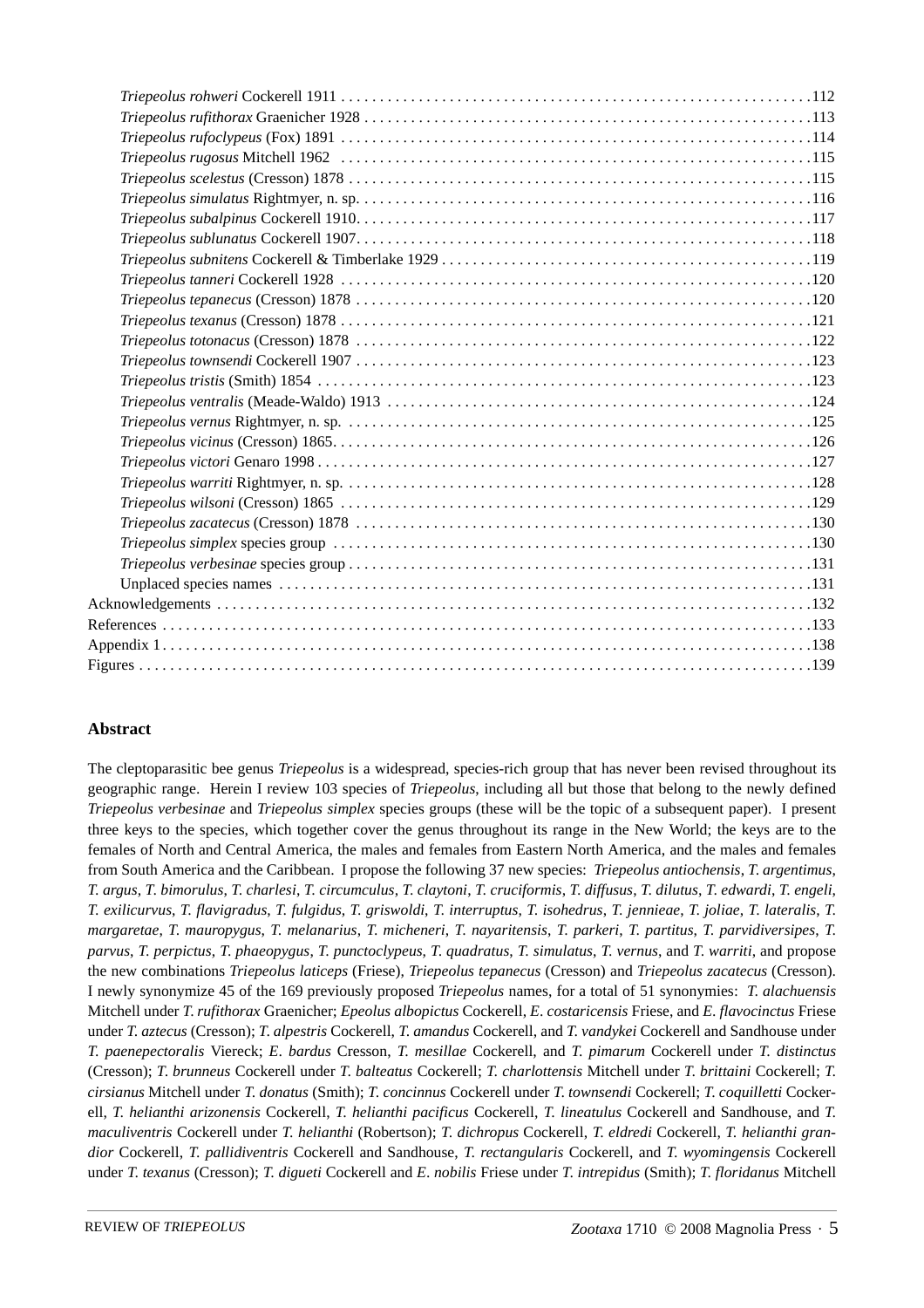*Triepeolus rohweri* Cockerell 1911 . . . . . . . . . . . . . . . . . . . . . . . . . . . . . . . . . . . . . . . . . . . . . . . . . . . . . . . . . . . .112
*Triepeolus rufithorax* Graenicher 1928 . . . . . . . . . . . . . . . . . . . . . . . . . . . . . . . . . . . . . . . . . . . . . . . . . . . . . . . .113
*Triepeolus rufoclypeus* (Fox) 1891 . . . . . . . . . . . . . . . . . . . . . . . . . . . . . . . . . . . . . . . . . . . . . . . . . . . . . . . . . . .114
*Triepeolus rugosus* Mitchell 1962 . . . . . . . . . . . . . . . . . . . . . . . . . . . . . . . . . . . . . . . . . . . . . . . . . . . . . . . . . . . .115
*Triepeolus scelestus* (Cresson) 1878 . . . . . . . . . . . . . . . . . . . . . . . . . . . . . . . . . . . . . . . . . . . . . . . . . . . . . . . . . .115
*Triepeolus simulatus* Rightmyer, n. sp. . . . . . . . . . . . . . . . . . . . . . . . . . . . . . . . . . . . . . . . . . . . . . . . . . . . . . . . .116
*Triepeolus subalpinus* Cockerell 1910. . . . . . . . . . . . . . . . . . . . . . . . . . . . . . . . . . . . . . . . . . . . . . . . . . . . . . . . .117
*Triepeolus sublunatus* Cockerell 1907. . . . . . . . . . . . . . . . . . . . . . . . . . . . . . . . . . . . . . . . . . . . . . . . . . . . . . . . .118
*Triepeolus subnitens* Cockerell & Timberlake 1929 . . . . . . . . . . . . . . . . . . . . . . . . . . . . . . . . . . . . . . . . . . . . . .119
*Triepeolus tanneri* Cockerell 1928 . . . . . . . . . . . . . . . . . . . . . . . . . . . . . . . . . . . . . . . . . . . . . . . . . . . . . . . . . . .120
*Triepeolus tepanecus* (Cresson) 1878 . . . . . . . . . . . . . . . . . . . . . . . . . . . . . . . . . . . . . . . . . . . . . . . . . . . . . . . . .120
*Triepeolus texanus* (Cresson) 1878 . . . . . . . . . . . . . . . . . . . . . . . . . . . . . . . . . . . . . . . . . . . . . . . . . . . . . . . . . . .121
*Triepeolus totonacus* (Cresson) 1878 . . . . . . . . . . . . . . . . . . . . . . . . . . . . . . . . . . . . . . . . . . . . . . . . . . . . . . . . .122
*Triepeolus townsendi* Cockerell 1907 . . . . . . . . . . . . . . . . . . . . . . . . . . . . . . . . . . . . . . . . . . . . . . . . . . . . . . . . .123
*Triepeolus tristis* (Smith) 1854 . . . . . . . . . . . . . . . . . . . . . . . . . . . . . . . . . . . . . . . . . . . . . . . . . . . . . . . . . . . . . .123
*Triepeolus ventralis* (Meade-Waldo) 1913 . . . . . . . . . . . . . . . . . . . . . . . . . . . . . . . . . . . . . . . . . . . . . . . . . . . . .124
*Triepeolus vernus* Rightmyer, n. sp. . . . . . . . . . . . . . . . . . . . . . . . . . . . . . . . . . . . . . . . . . . . . . . . . . . . . . . . . . .125
*Triepeolus vicinus* (Cresson) 1865. . . . . . . . . . . . . . . . . . . . . . . . . . . . . . . . . . . . . . . . . . . . . . . . . . . . . . . . . . . .126
*Triepeolus victori* Genaro 1998 . . . . . . . . . . . . . . . . . . . . . . . . . . . . . . . . . . . . . . . . . . . . . . . . . . . . . . . . . . . . . .127
*Triepeolus warriti* Rightmyer, n. sp. . . . . . . . . . . . . . . . . . . . . . . . . . . . . . . . . . . . . . . . . . . . . . . . . . . . . . . . . . .128
*Triepeolus wilsoni* (Cresson) 1865 . . . . . . . . . . . . . . . . . . . . . . . . . . . . . . . . . . . . . . . . . . . . . . . . . . . . . . . . . . .129
*Triepeolus zacatecus* (Cresson) 1878 . . . . . . . . . . . . . . . . . . . . . . . . . . . . . . . . . . . . . . . . . . . . . . . . . . . . . . . . .130
*Triepeolus simplex* species group . . . . . . . . . . . . . . . . . . . . . . . . . . . . . . . . . . . . . . . . . . . . . . . . . . . . . . . . . . . .130
*Triepeolus verbesinae* species group . . . . . . . . . . . . . . . . . . . . . . . . . . . . . . . . . . . . . . . . . . . . . . . . . . . . . . . . . .131
Unplaced species names . . . . . . . . . . . . . . . . . . . . . . . . . . . . . . . . . . . . . . . . . . . . . . . . . . . . . . . . . . . . . . . . . . . .131
Acknowledgements . . . . . . . . . . . . . . . . . . . . . . . . . . . . . . . . . . . . . . . . . . . . . . . . . . . . . . . . . . . . . . . . . . . . . . . . .132
References . . . . . . . . . . . . . . . . . . . . . . . . . . . . . . . . . . . . . . . . . . . . . . . . . . . . . . . . . . . . . . . . . . . . . . . . . . . . . . . .133
Appendix 1. . . . . . . . . . . . . . . . . . . . . . . . . . . . . . . . . . . . . . . . . . . . . . . . . . . . . . . . . . . . . . . . . . . . . . . . . . . . . . . .138
Figures . . . . . . . . . . . . . . . . . . . . . . . . . . . . . . . . . . . . . . . . . . . . . . . . . . . . . . . . . . . . . . . . . . . . . . . . . . . . . . . . . . .139

## Abstract

The cleptoparasitic bee genus *Triepeolus* is a widespread, species-rich group that has never been revised throughout its geographic range. Herein I review 103 species of *Triepeolus*, including all but those that belong to the newly defined *Triepeolus verbesinae* and *Triepeolus simplex* species groups (these will be the topic of a subsequent paper). I present three keys to the species, which together cover the genus throughout its range in the New World; the keys are to the females of North and Central America, the males and females from Eastern North America, and the males and females from South America and the Caribbean. I propose the following 37 new species: *Triepeolus antiochensis*, *T. argentimus*, *T. argus*, *T. bimorulus*, *T. charlesi*, *T. circumculus*, *T. claytoni*, *T. cruciformis*, *T. diffusus*, *T. dilutus*, *T. edwardi*, *T. engeli*, *T. exilicurvus*, *T. flavigradus*, *T. fulgidus*, *T. griswoldi*, *T. interruptus*, *T. isohedrus*, *T. jennieae*, *T. joliae*, *T. lateralis*, *T. margaretae*, *T. mauropygus*, *T. melanarius*, *T. micheneri*, *T. nayaritensis*, *T. parkeri*, *T. partitus*, *T. parvidiversipes*, *T. parvus*, *T. perpictus*, *T. phaeopygus*, *T. punctoclypeus*, *T. quadratus*, *T. simulatus*, *T. vernus*, and *T. warriti*, and propose the new combinations *Triepeolus laticeps* (Friese), *Triepeolus tepanecus* (Cresson) and *Triepeolus zacatecus* (Cresson). I newly synonymize 45 of the 169 previously proposed *Triepeolus* names, for a total of 51 synonymies: *T. alachuensis* Mitchell under *T. rufithorax* Graenicher; *Epeolus albopictus* Cockerell, *E. costaricensis* Friese, and *E. flavocinctus* Friese under *T. aztecus* (Cresson); *T. alpestris* Cockerell, *T. amandus* Cockerell, and *T. vandykei* Cockerell and Sandhouse under *T. paenepectoralis* Viereck; *E. bardus* Cresson, *T. mesillae* Cockerell, and *T. pimarum* Cockerell under *T. distinctus* (Cresson); *T. brunneus* Cockerell under *T. balteatus* Cockerell; *T. charlottensis* Mitchell under *T. brittaini* Cockerell; *T. cirsianus* Mitchell under *T. donatus* (Smith); *T. concinnus* Cockerell under *T. townsendi* Cockerell; *T. coquilletti* Cockerell, *T. helianthi arizonensis* Cockerell, *T. helianthi pacificus* Cockerell, *T. lineatulus* Cockerell and Sandhouse, and *T. maculiventris* Cockerell under *T. helianthi* (Robertson); *T. dichropus* Cockerell, *T. eldredi* Cockerell, *T. helianthi grandior* Cockerell, *T. pallidiventris* Cockerell and Sandhouse, *T. rectangularis* Cockerell, and *T. wyomingensis* Cockerell under *T. texanus* (Cresson); *T. digueti* Cockerell and *E. nobilis* Friese under *T. intrepidus* (Smith); *T. floridanus* Mitchell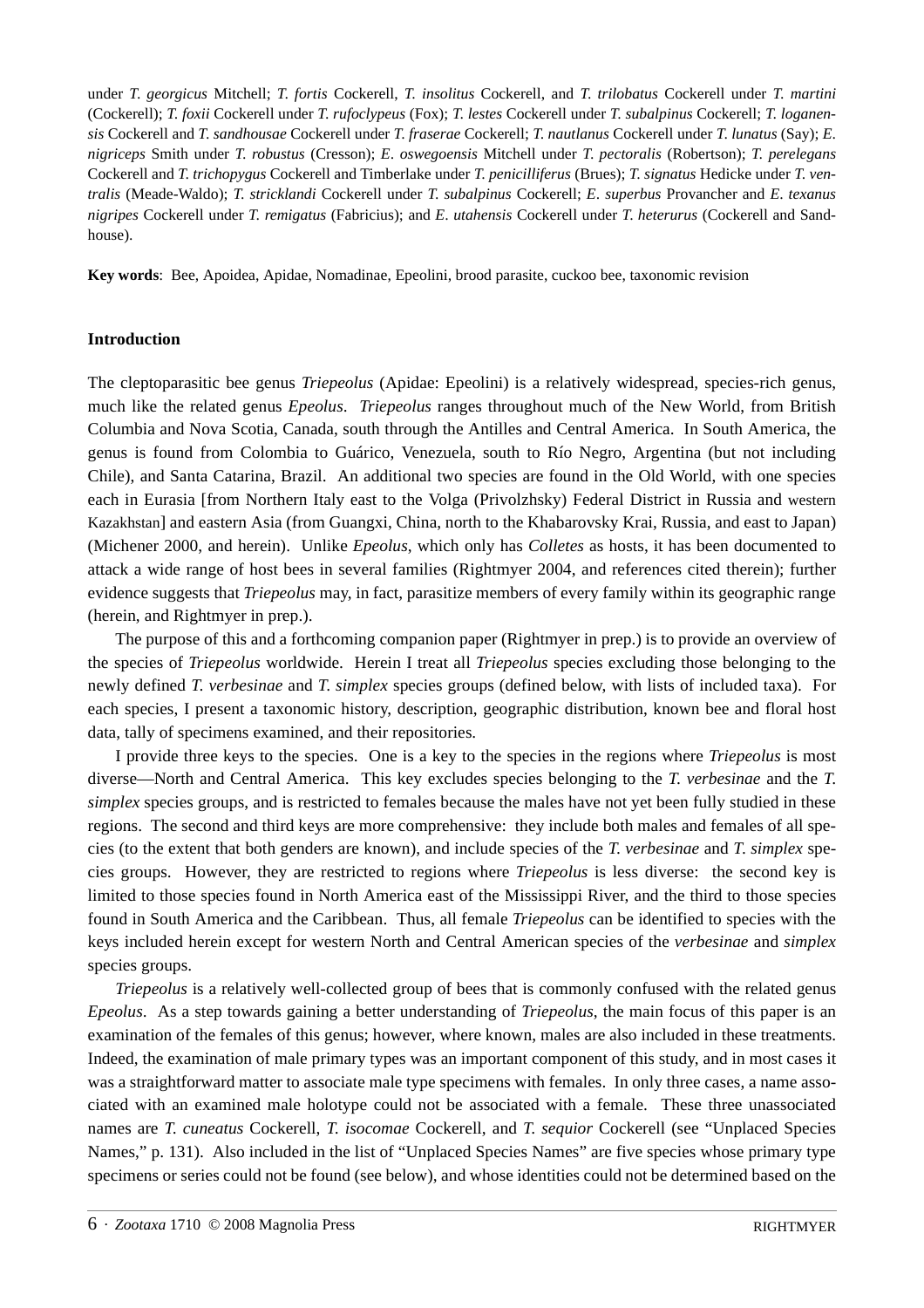under *T. georgicus* Mitchell; *T. fortis* Cockerell, *T. insolitus* Cockerell, and *T. trilobatus* Cockerell under *T. martini* (Cockerell); *T. foxii* Cockerell under *T. rufoclypeus* (Fox); *T. lestes* Cockerell under *T. subalpinus* Cockerell; *T. loganensis* Cockerell and *T. sandhousae* Cockerell under *T. fraserae* Cockerell; *T. nautlanus* Cockerell under *T. lunatus* (Say); *E. nigriceps* Smith under *T. robustus* (Cresson); *E. oswegoensis* Mitchell under *T. pectoralis* (Robertson); *T. perelegans* Cockerell and *T. trichopygus* Cockerell and Timberlake under *T. penicilliferus* (Brues); *T. signatus* Hedicke under *T. ventralis* (Meade-Waldo); *T. stricklandi* Cockerell under *T. subalpinus* Cockerell; *E. superbus* Provancher and *E. texanus nigripes* Cockerell under *T. remigatus* (Fabricius); and *E. utahensis* Cockerell under *T. heterurus* (Cockerell and Sandhouse).

**Key words**: Bee, Apoidea, Apidae, Nomadinae, Epeolini, brood parasite, cuckoo bee, taxonomic revision

**Introduction**

The cleptoparasitic bee genus *Triepeolus* (Apidae: Epeolini) is a relatively widespread, species-rich genus, much like the related genus *Epeolus*. *Triepeolus* ranges throughout much of the New World, from British Columbia and Nova Scotia, Canada, south through the Antilles and Central America. In South America, the genus is found from Colombia to Guárico, Venezuela, south to Río Negro, Argentina (but not including Chile), and Santa Catarina, Brazil. An additional two species are found in the Old World, with one species each in Eurasia [from Northern Italy east to the Volga (Privolzhsky) Federal District in Russia and western Kazakhstan] and eastern Asia (from Guangxi, China, north to the Khabarovsky Krai, Russia, and east to Japan) (Michener 2000, and herein). Unlike *Epeolus*, which only has *Colletes* as hosts, it has been documented to attack a wide range of host bees in several families (Rightmyer 2004, and references cited therein); further evidence suggests that *Triepeolus* may, in fact, parasitize members of every family within its geographic range (herein, and Rightmyer in prep.).

The purpose of this and a forthcoming companion paper (Rightmyer in prep.) is to provide an overview of the species of *Triepeolus* worldwide. Herein I treat all *Triepeolus* species excluding those belonging to the newly defined *T. verbesinae* and *T. simplex* species groups (defined below, with lists of included taxa). For each species, I present a taxonomic history, description, geographic distribution, known bee and floral host data, tally of specimens examined, and their repositories.

I provide three keys to the species. One is a key to the species in the regions where *Triepeolus* is most diverse—North and Central America. This key excludes species belonging to the *T. verbesinae* and the *T. simplex* species groups, and is restricted to females because the males have not yet been fully studied in these regions. The second and third keys are more comprehensive: they include both males and females of all species (to the extent that both genders are known), and include species of the *T. verbesinae* and *T. simplex* species groups. However, they are restricted to regions where *Triepeolus* is less diverse: the second key is limited to those species found in North America east of the Mississippi River, and the third to those species found in South America and the Caribbean. Thus, all female *Triepeolus* can be identified to species with the keys included herein except for western North and Central American species of the *verbesinae* and *simplex* species groups.

*Triepeolus* is a relatively well-collected group of bees that is commonly confused with the related genus *Epeolus*. As a step towards gaining a better understanding of *Triepeolus*, the main focus of this paper is an examination of the females of this genus; however, where known, males are also included in these treatments. Indeed, the examination of male primary types was an important component of this study, and in most cases it was a straightforward matter to associate male type specimens with females. In only three cases, a name associated with an examined male holotype could not be associated with a female. These three unassociated names are *T. cuneatus* Cockerell, *T. isocomae* Cockerell, and *T. sequior* Cockerell (see "Unplaced Species Names," p. 131). Also included in the list of "Unplaced Species Names" are five species whose primary type specimens or series could not be found (see below), and whose identities could not be determined based on the